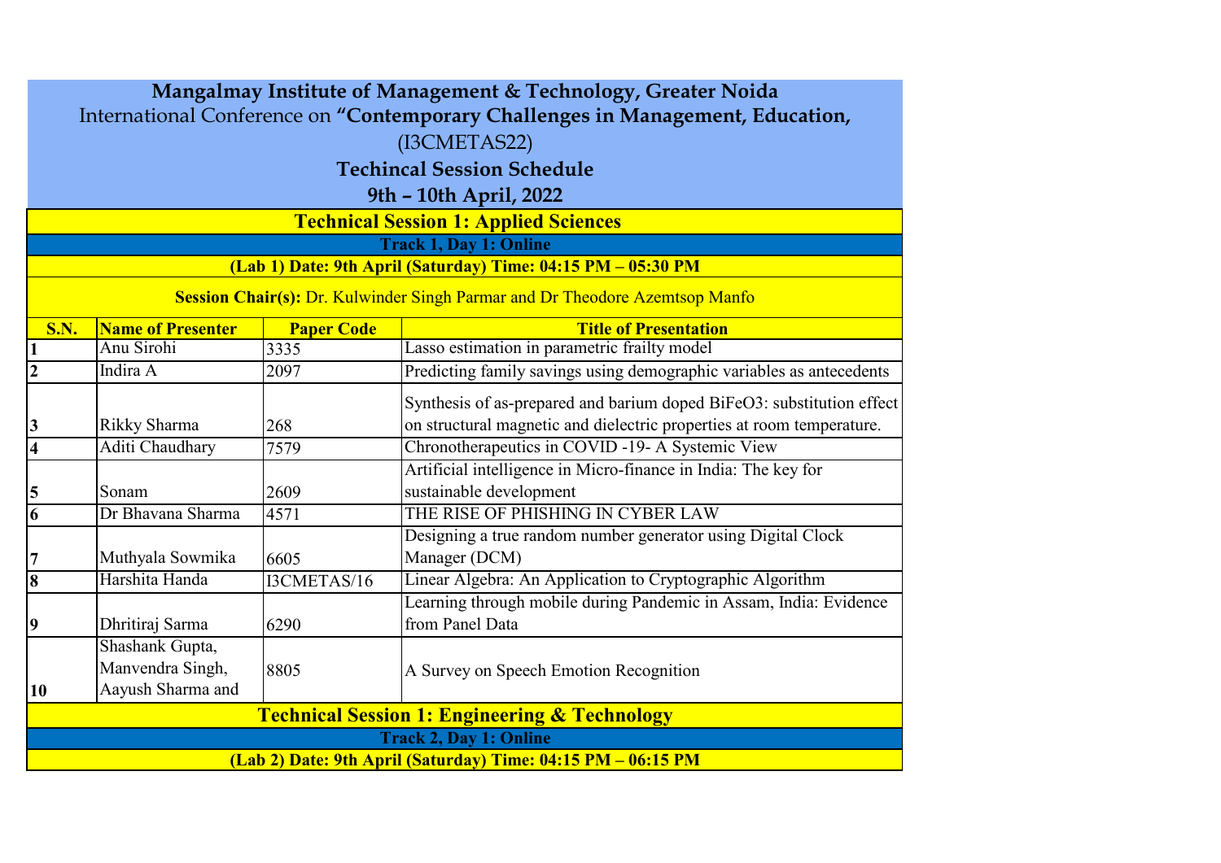# Mangalmay Institute of Management & Technology, Greater Noida

International Conference on **"Contemporary Challenges in Management, Education,**

(I3CMETAS22)

**Techincal Session Schedule**

**9th – 10th April, 2022**

## Technical Session 1: Applied Sciences

**Track 1, Day 1: Online**

**(Lab 1) Date: 9th April (Saturday) Time: 04:15 PM – 05:30 PM**

**Session Chair(s):** Dr. Kulwinder Singh Parmar and Dr Theodore Azemtsop Manfo

| S.N. | Name of Presenter | Paper Code | Title of Presentation |
|---|---|---|---|
| 1 | Anu Sirohi | 3335 | Lasso estimation in parametric frailty model |
| 2 | Indira A | 2097 | Predicting family savings using demographic variables as antecedents |
| 3 | Rikky Sharma | 268 | Synthesis of as-prepared and barium doped $BiFeO_3$: substitution effect on structural magnetic and dielectric properties at room temperature. |
| 4 | Aditi Chaudhary | 7579 | Chronotherapeutics in COVID -19- A Systemic View |
| 5 | Sonam | 2609 | Artificial intelligence in Micro-finance in India: The key for sustainable development |
| 6 | Dr Bhavana Sharma | 4571 | THE RISE OF PHISHING IN CYBER LAW |
| 7 | Muthyala Sowmika | 6605 | Designing a true random number generator using Digital Clock Manager (DCM) |
| 8 | Harshita Handa | I3CMETAS/16 | Linear Algebra: An Application to Cryptographic Algorithm |
| 9 | Dhritiraj Sarma | 6290 | Learning through mobile during Pandemic in Assam, India: Evidence from Panel Data |
| 10 | Shashank Gupta, Manvendra Singh, Aayush Sharma and | 8805 | A Survey on Speech Emotion Recognition |

## Technical Session 1: Engineering & Technology

**Track 2, Day 1: Online**

**(Lab 2) Date: 9th April (Saturday) Time: 04:15 PM – 06:15 PM**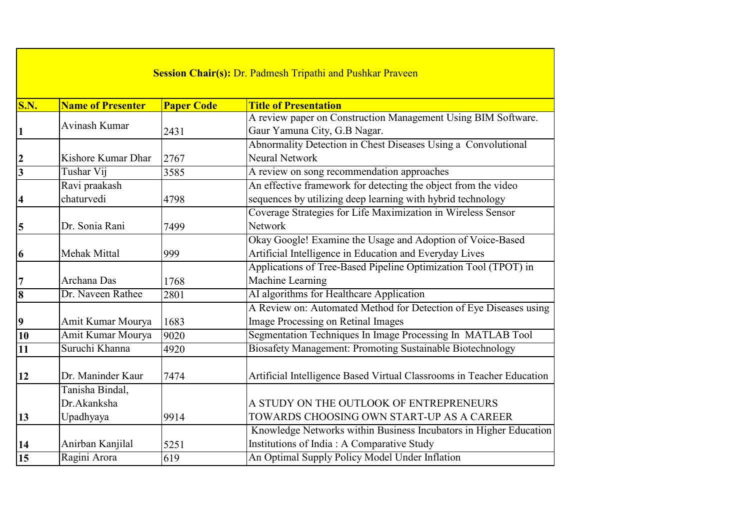**Session Chair(s):** Dr. Padmesh Tripathi and Pushkar Praveen

| S.N. | Name of Presenter | Paper Code | Title of Presentation |
|---|---|---|---|
| 1 | Avinash Kumar | 2431 | A review paper on Construction Management Using BIM Software. Gaur Yamuna City, G.B Nagar. |
| 2 | Kishore Kumar Dhar | 2767 | Abnormality Detection in Chest Diseases Using a Convolutional Neural Network |
| 3 | Tushar Vij | 3585 | A review on song recommendation approaches |
| 4 | Ravi praakash chaturvedi | 4798 | An effective framework for detecting the object from the video sequences by utilizing deep learning with hybrid technology |
| 5 | Dr. Sonia Rani | 7499 | Coverage Strategies for Life Maximization in Wireless Sensor Network |
| 6 | Mehak Mittal | 999 | Okay Google! Examine the Usage and Adoption of Voice-Based Artificial Intelligence in Education and Everyday Lives |
| 7 | Archana Das | 1768 | Applications of Tree-Based Pipeline Optimization Tool (TPOT) in Machine Learning |
| 8 | Dr. Naveen Rathee | 2801 | AI algorithms for Healthcare Application |
| 9 | Amit Kumar Mourya | 1683 | A Review on: Automated Method for Detection of Eye Diseases using Image Processing on Retinal Images |
| 10 | Amit Kumar Mourya | 9020 | Segmentation Techniques In Image Processing In MATLAB Tool |
| 11 | Suruchi Khanna | 4920 | Biosafety Management: Promoting Sustainable Biotechnology |
| 12 | Dr. Maninder Kaur | 7474 | Artificial Intelligence Based Virtual Classrooms in Teacher Education |
| 13 | Tanisha Bindal, Dr.Akanksha Upadhyaya | 9914 | A STUDY ON THE OUTLOOK OF ENTREPRENEURS TOWARDS CHOOSING OWN START-UP AS A CAREER |
| 14 | Anirban Kanjilal | 5251 | Knowledge Networks within Business Incubators in Higher Education Institutions of India : A Comparative Study |
| 15 | Ragini Arora | 619 | An Optimal Supply Policy Model Under Inflation |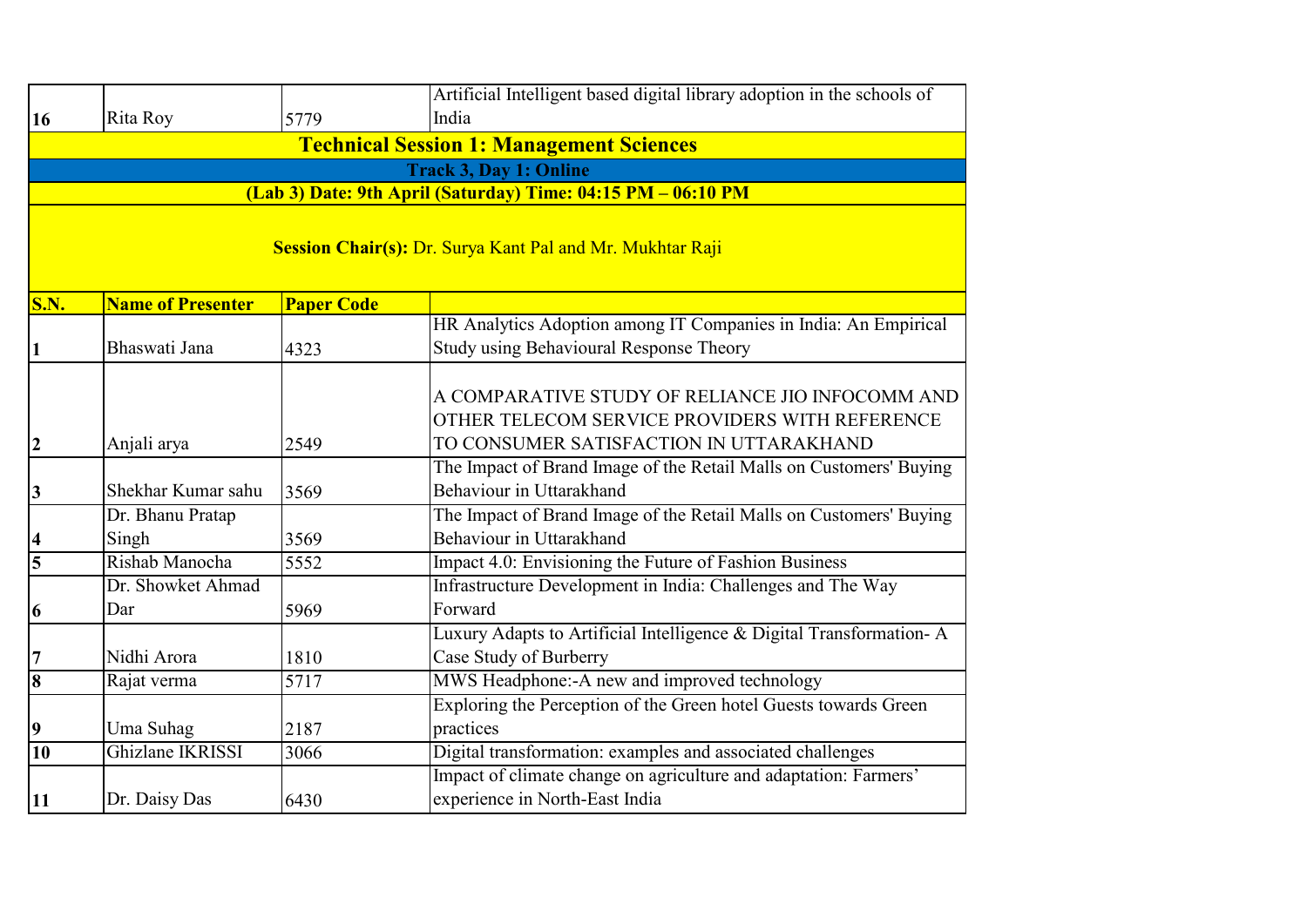| 16 | Rita Roy | 5779 | Artificial Intelligent based digital library adoption in the schools of India |
|---|---|---|---|

## Technical Session 1: Management Sciences

**Track 3, Day 1: Online**

**(Lab 3) Date: 9th April (Saturday) Time: 04:15 PM – 06:10 PM**

**Session Chair(s):** Dr. Surya Kant Pal and Mr. Mukhtar Raji

| S.N. | Name of Presenter | Paper Code | |
|---|---|---|---|
| 1 | Bhaswati Jana | 4323 | HR Analytics Adoption among IT Companies in India: An Empirical Study using Behavioural Response Theory |
| 2 | Anjali arya | 2549 | A COMPARATIVE STUDY OF RELIANCE JIO INFOCOMM AND OTHER TELECOM SERVICE PROVIDERS WITH REFERENCE TO CONSUMER SATISFACTION IN UTTARAKHAND |
| 3 | Shekhar Kumar sahu | 3569 | The Impact of Brand Image of the Retail Malls on Customers' Buying Behaviour in Uttarakhand |
| 4 | Dr. Bhanu Pratap Singh | 3569 | The Impact of Brand Image of the Retail Malls on Customers' Buying Behaviour in Uttarakhand |
| 5 | Rishab Manocha | 5552 | Impact 4.0: Envisioning the Future of Fashion Business |
| 6 | Dr. Showket Ahmad Dar | 5969 | Infrastructure Development in India: Challenges and The Way Forward |
| 7 | Nidhi Arora | 1810 | Luxury Adapts to Artificial Intelligence & Digital Transformation- A Case Study of Burberry |
| 8 | Rajat verma | 5717 | MWS Headphone:-A new and improved technology |
| 9 | Uma Suhag | 2187 | Exploring the Perception of the Green hotel Guests towards Green practices |
| 10 | Ghizlane IKRISSI | 3066 | Digital transformation: examples and associated challenges |
| 11 | Dr. Daisy Das | 6430 | Impact of climate change on agriculture and adaptation: Farmers' experience in North-East India |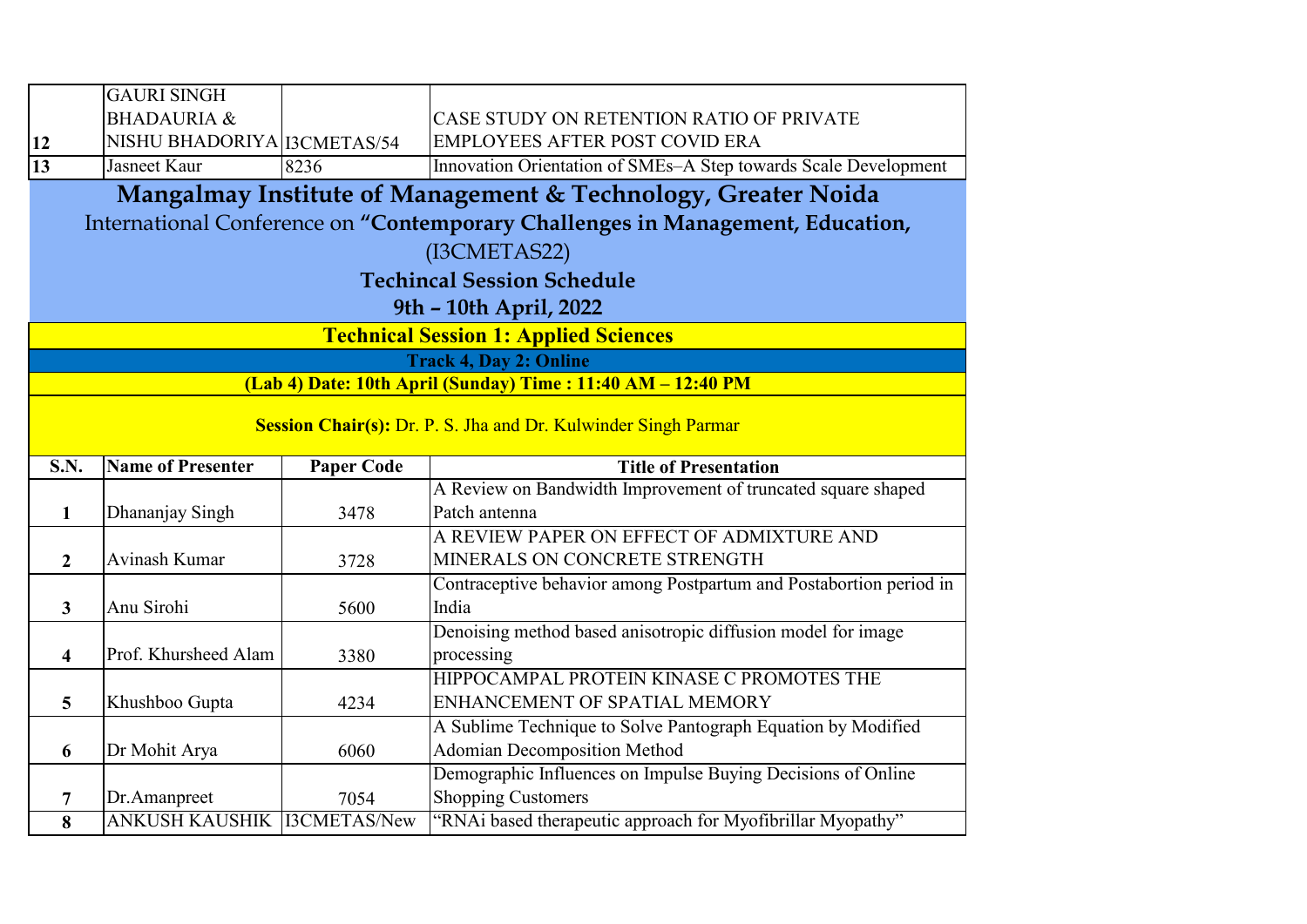| 12 | GAURI SINGH BHADAURIA & NISHU BHADORIYA | I3CMETAS/54 | CASE STUDY ON RETENTION RATIO OF PRIVATE EMPLOYEES AFTER POST COVID ERA |
|---|---|---|---|
| 13 | Jasneet Kaur | 8236 | Innovation Orientation of SMEs–A Step towards Scale Development |

# Mangalmay Institute of Management & Technology, Greater Noida

International Conference on **"Contemporary Challenges in Management, Education,**

(I3CMETAS22)

**Techincal Session Schedule**

**9th – 10th April, 2022**

## Technical Session 1: Applied Sciences

**Track 4, Day 2: Online**

**(Lab 4) Date: 10th April (Sunday) Time : 11:40 AM – 12:40 PM**

**Session Chair(s):** Dr. P. S. Jha and Dr. Kulwinder Singh Parmar

| S.N. | Name of Presenter | Paper Code | Title of Presentation |
|---|---|---|---|
| 1 | Dhananjay Singh | 3478 | A Review on Bandwidth Improvement of truncated square shaped Patch antenna |
| 2 | Avinash Kumar | 3728 | A REVIEW PAPER ON EFFECT OF ADMIXTURE AND MINERALS ON CONCRETE STRENGTH |
| 3 | Anu Sirohi | 5600 | Contraceptive behavior among Postpartum and Postabortion period in India |
| 4 | Prof. Khursheed Alam | 3380 | Denoising method based anisotropic diffusion model for image processing |
| 5 | Khushboo Gupta | 4234 | HIPPOCAMPAL PROTEIN KINASE C PROMOTES THE ENHANCEMENT OF SPATIAL MEMORY |
| 6 | Dr Mohit Arya | 6060 | A Sublime Technique to Solve Pantograph Equation by Modified Adomian Decomposition Method |
| 7 | Dr.Amanpreet | 7054 | Demographic Influences on Impulse Buying Decisions of Online Shopping Customers |
| 8 | ANKUSH KAUSHIK | I3CMETAS/New | "RNAi based therapeutic approach for Myofibrillar Myopathy" |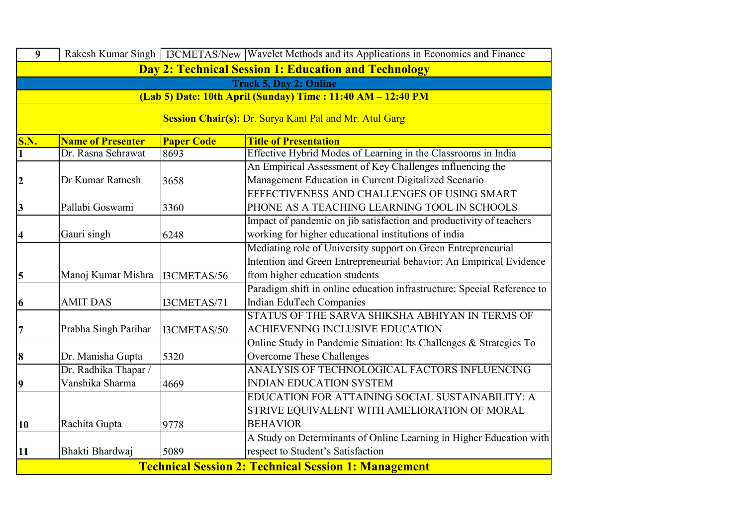| 9 | Rakesh Kumar Singh | I3CMETAS/New | Wavelet Methods and its Applications in Economics and Finance |
|---|---|---|---|

## Day 2: Technical Session 1: Education and Technology

**Track 5, Day 2: Online**

**(Lab 5) Date: 10th April (Sunday) Time : 11:40 AM – 12:40 PM**

**Session Chair(s):** Dr. Surya Kant Pal and Mr. Atul Garg

| S.N. | Name of Presenter | Paper Code | Title of Presentation |
|---|---|---|---|
| 1 | Dr. Rasna Sehrawat | 8693 | Effective Hybrid Modes of Learning in the Classrooms in India |
| 2 | Dr Kumar Ratnesh | 3658 | An Empirical Assessment of Key Challenges influencing the Management Education in Current Digitalized Scenario |
| 3 | Pallabi Goswami | 3360 | EFFECTIVENESS AND CHALLENGES OF USING SMART PHONE AS A TEACHING LEARNING TOOL IN SCHOOLS |
| 4 | Gauri singh | 6248 | Impact of pandemic on jib satisfaction and productivity of teachers working for higher educational institutions of india |
| 5 | Manoj Kumar Mishra | I3CMETAS/56 | Mediating role of University support on Green Entrepreneurial Intention and Green Entrepreneurial behavior: An Empirical Evidence from higher education students |
| 6 | AMIT DAS | I3CMETAS/71 | Paradigm shift in online education infrastructure: Special Reference to Indian EduTech Companies |
| 7 | Prabha Singh Parihar | I3CMETAS/50 | STATUS OF THE SARVA SHIKSHA ABHIYAN IN TERMS OF ACHIEVENING INCLUSIVE EDUCATION |
| 8 | Dr. Manisha Gupta | 5320 | Online Study in Pandemic Situation: Its Challenges & Strategies To Overcome These Challenges |
| 9 | Dr. Radhika Thapar / Vanshika Sharma | 4669 | ANALYSIS OF TECHNOLOGICAL FACTORS INFLUENCING INDIAN EDUCATION SYSTEM |
| 10 | Rachita Gupta | 9778 | EDUCATION FOR ATTAINING SOCIAL SUSTAINABILITY: A STRIVE EQUIVALENT WITH AMELIORATION OF MORAL BEHAVIOR |
| 11 | Bhakti Bhardwaj | 5089 | A Study on Determinants of Online Learning in Higher Education with respect to Student's Satisfaction |

## Technical Session 2: Technical Session 1: Management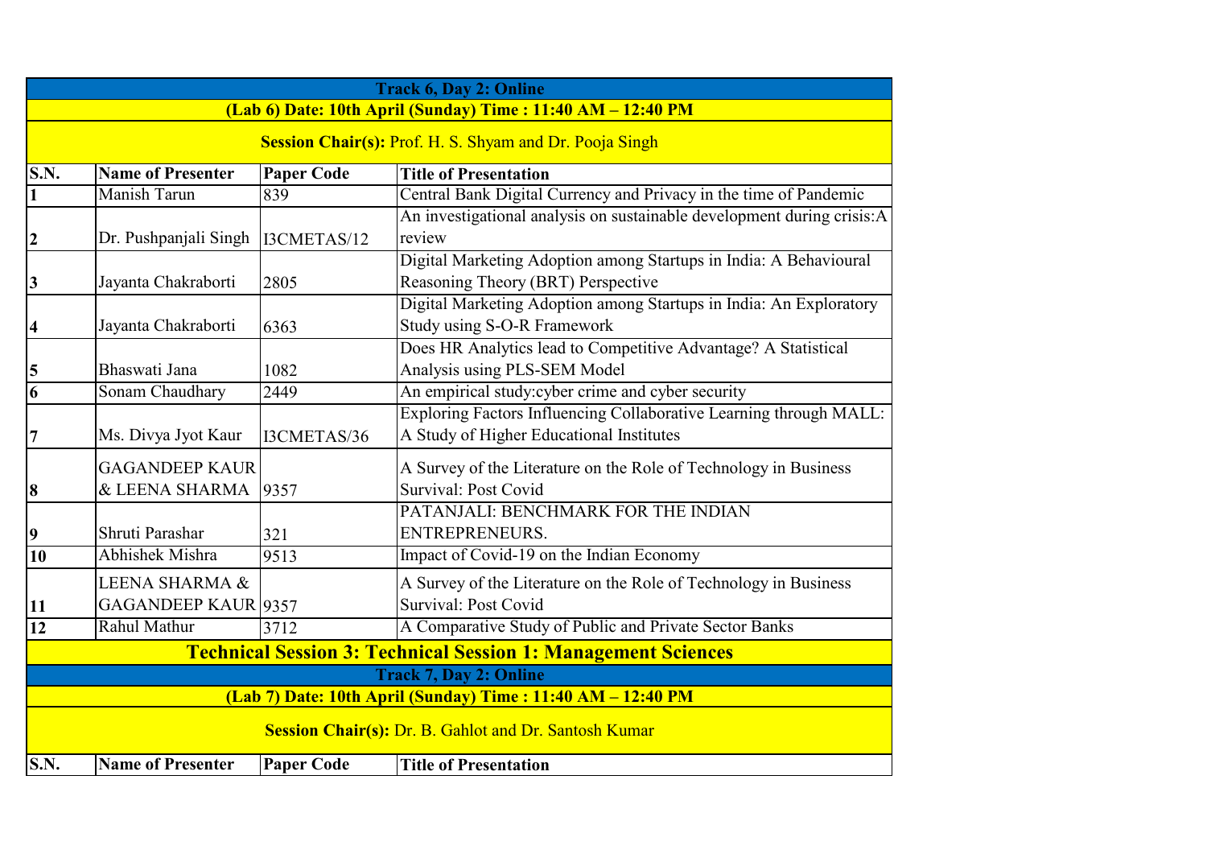**Track 6, Day 2: Online**

**(Lab 6) Date: 10th April (Sunday) Time : 11:40 AM – 12:40 PM**

**Session Chair(s):** Prof. H. S. Shyam and Dr. Pooja Singh

| S.N. | Name of Presenter | Paper Code | Title of Presentation |
|---|---|---|---|
| 1 | Manish Tarun | 839 | Central Bank Digital Currency and Privacy in the time of Pandemic |
| 2 | Dr. Pushpanjali Singh | I3CMETAS/12 | An investigational analysis on sustainable development during crisis:A review |
| 3 | Jayanta Chakraborti | 2805 | Digital Marketing Adoption among Startups in India: A Behavioural Reasoning Theory (BRT) Perspective |
| 4 | Jayanta Chakraborti | 6363 | Digital Marketing Adoption among Startups in India: An Exploratory Study using S-O-R Framework |
| 5 | Bhaswati Jana | 1082 | Does HR Analytics lead to Competitive Advantage? A Statistical Analysis using PLS-SEM Model |
| 6 | Sonam Chaudhary | 2449 | An empirical study:cyber crime and cyber security |
| 7 | Ms. Divya Jyot Kaur | I3CMETAS/36 | Exploring Factors Influencing Collaborative Learning through MALL: A Study of Higher Educational Institutes |
| 8 | GAGANDEEP KAUR & LEENA SHARMA | 9357 | A Survey of the Literature on the Role of Technology in Business Survival: Post Covid |
| 9 | Shruti Parashar | 321 | PATANJALI: BENCHMARK FOR THE INDIAN ENTREPRENEURS. |
| 10 | Abhishek Mishra | 9513 | Impact of Covid-19 on the Indian Economy |
| 11 | LEENA SHARMA & GAGANDEEP KAUR | 9357 | A Survey of the Literature on the Role of Technology in Business Survival: Post Covid |
| 12 | Rahul Mathur | 3712 | A Comparative Study of Public and Private Sector Banks |

## Technical Session 3: Technical Session 1: Management Sciences

**Track 7, Day 2: Online**

**(Lab 7) Date: 10th April (Sunday) Time : 11:40 AM – 12:40 PM**

**Session Chair(s):** Dr. B. Gahlot and Dr. Santosh Kumar

| S.N. | Name of Presenter | Paper Code | Title of Presentation |
|---|---|---|---|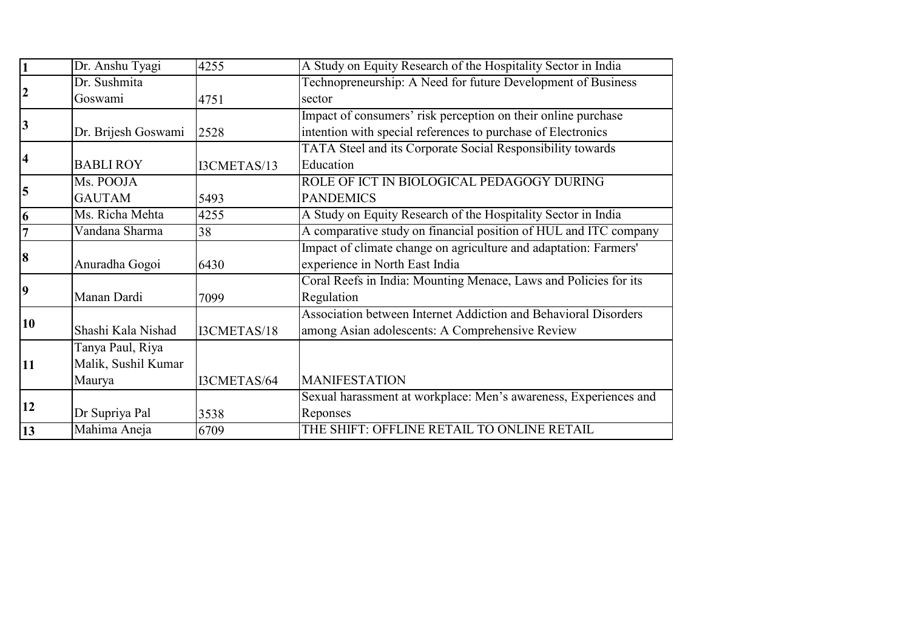| | | | |
|---|---|---|---|
| 1 | Dr. Anshu Tyagi | 4255 | A Study on Equity Research of the Hospitality Sector in India |
| 2 | Dr. Sushmita Goswami | 4751 | Technopreneurship: A Need for future Development of Business sector |
| 3 | Dr. Brijesh Goswami | 2528 | Impact of consumers' risk perception on their online purchase intention with special references to purchase of Electronics |
| 4 | BABLI ROY | I3CMETAS/13 | TATA Steel and its Corporate Social Responsibility towards Education |
| 5 | Ms. POOJA GAUTAM | 5493 | ROLE OF ICT IN BIOLOGICAL PEDAGOGY DURING PANDEMICS |
| 6 | Ms. Richa Mehta | 4255 | A Study on Equity Research of the Hospitality Sector in India |
| 7 | Vandana Sharma | 38 | A comparative study on financial position of HUL and ITC company |
| 8 | Anuradha Gogoi | 6430 | Impact of climate change on agriculture and adaptation: Farmers' experience in North East India |
| 9 | Manan Dardi | 7099 | Coral Reefs in India: Mounting Menace, Laws and Policies for its Regulation |
| 10 | Shashi Kala Nishad | I3CMETAS/18 | Association between Internet Addiction and Behavioral Disorders among Asian adolescents: A Comprehensive Review |
| 11 | Tanya Paul, Riya Malik, Sushil Kumar Maurya | I3CMETAS/64 | MANIFESTATION |
| 12 | Dr Supriya Pal | 3538 | Sexual harassment at workplace: Men's awareness, Experiences and Reponses |
| 13 | Mahima Aneja | 6709 | THE SHIFT: OFFLINE RETAIL TO ONLINE RETAIL |